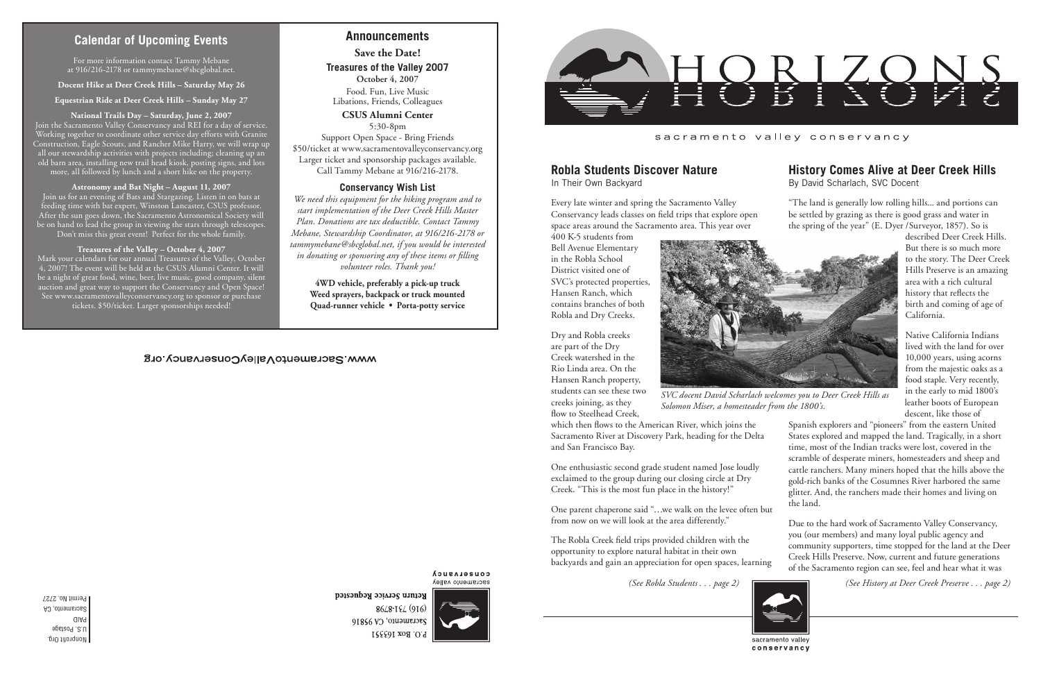## Calendar of Upcoming Events

For more information contact Tammy Mebane at 916/216-2178 or tammymebane@sbcglobal.net.

**Docent Hike at Deer Creek Hills – Saturday May 26**

**Equestrian Ride at Deer Creek Hills – Sunday May 27**

**National Trails Day – Saturday, June 2, 2007**

Join the Sacramento Valley Conservancy and REI for a day of service. Working together to coordinate other service day efforts with Granite Construction, Eagle Scouts, and Rancher Mike Harry, we will wrap up all our stewardship activities with projects including; cleaning up an old barn area, installing new trail head kiosk, posting signs, and lots more, all followed by lunch and a short hike on the property.

**Astronomy and Bat Night – August 11, 2007**

Join us for an evening of Bats and Stargazing. Listen in on bats at feeding time with bat expert, Winston Lancaster, CSUS professor. After the sun goes down, the Sacramento Astronomical Society will be on hand to lead the group in viewing the stars through telescopes. Don't miss this great event! Perfect for the whole family.

**Treasures of the Valley – October 4, 2007**

Mark your calendars for our annual Treasures of the Valley, October 4, 2007! The event will be held at the CSUS Alumni Center. It will be a night of great food, wine, beer, live music, good company, silent auction and great way to support the Conservancy and Open Space! See www.sacramentovalleyconservancy.org to sponsor or purchase tickets. $50/ticket. Larger sponsorships needed!

## Announcements

**Save the Date!**

**Treasures of the Valley 2007**

**October 4, 2007**

Food. Fun, Live Music
Libations, Friends, Colleagues

**CSUS Alumni Center**

5:30-8pm

Support Open Space - Bring Friends
$50/ticket at www.sacramentovalleyconservancy.org
Larger ticket and sponsorship packages available.
Call Tammy Mebane at 916/216-2178.

### Conservancy Wish List

*We need this equipment for the hiking program and to start implementation of the Deer Creek Hills Master Plan. Donations are tax deductible. Contact Tammy Mebane, Stewardship Coordinator, at 916/216-2178 or tammymebane@sbcglobal.net, if you would be interested in donating or sponsoring any of these items or filling volunteer roles. Thank you!*

**4WD vehicle, preferably a pick-up truck**
**Weed sprayers, backpack or truck mounted**
**Quad-runner vehicle • Porta-potty service**

www.SacramentoValleyConservancy.org

sacramento valley conservancy
P.O. Box 163351
Sacramento, CA 95816
(916) 731-8798
**Return Service Requested**

Nonprofit Org.
U.S. Postage
PAID
Sacramento, CA
Permit No. 2727

# HORIZONS

sacramento valley conservancy

## Robla Students Discover Nature

In Their Own Backyard

Every late winter and spring the Sacramento Valley Conservancy leads classes on field trips that explore open space areas around the Sacramento area. This year over 400 K-5 students from Bell Avenue Elementary in the Robla School District visited one of SVC's protected properties, Hansen Ranch, which contains branches of both Robla and Dry Creeks.

Dry and Robla creeks are part of the Dry Creek watershed in the Rio Linda area. On the Hansen Ranch property, students can see these two creeks joining, as they flow to Steelhead Creek, which then flows to the American River, which joins the Sacramento River at Discovery Park, heading for the Delta and San Francisco Bay.

One enthusiastic second grade student named Jose loudly exclaimed to the group during our closing circle at Dry Creek. "This is the most fun place in the history!"

One parent chaperone said "…we walk on the levee often but from now on we will look at the area differently."

The Robla Creek field trips provided children with the opportunity to explore natural habitat in their own backyards and gain an appreciation for open spaces, learning

*(See Robla Students . . . page 2)*

*SVC docent David Scharlach welcomes you to Deer Creek Hills as Solomon Miser, a homesteader from the 1800's.*

## History Comes Alive at Deer Creek Hills

By David Scharlach, SVC Docent

"The land is generally low rolling hills... and portions can be settled by grazing as there is good grass and water in the spring of the year" (E. Dyer /Surveyor, 1857). So is described Deer Creek Hills. But there is so much more to the story. The Deer Creek Hills Preserve is an amazing area with a rich cultural history that reflects the birth and coming of age of California.

Native California Indians lived with the land for over 10,000 years, using acorns from the majestic oaks as a food staple. Very recently, in the early to mid 1800's leather boots of European descent, like those of Spanish explorers and "pioneers" from the eastern United States explored and mapped the land. Tragically, in a short time, most of the Indian tracks were lost, covered in the scramble of desperate miners, homesteaders and sheep and cattle ranchers. Many miners hoped that the hills above the gold-rich banks of the Cosumnes River harbored the same glitter. And, the ranchers made their homes and living on the land.

Due to the hard work of Sacramento Valley Conservancy, you (our members) and many loyal public agency and community supporters, time stopped for the land at the Deer Creek Hills Preserve. Now, current and future generations of the Sacramento region can see, feel and hear what it was

*(See History at Deer Creek Preserve . . . page 2)*

sacramento valley conservancy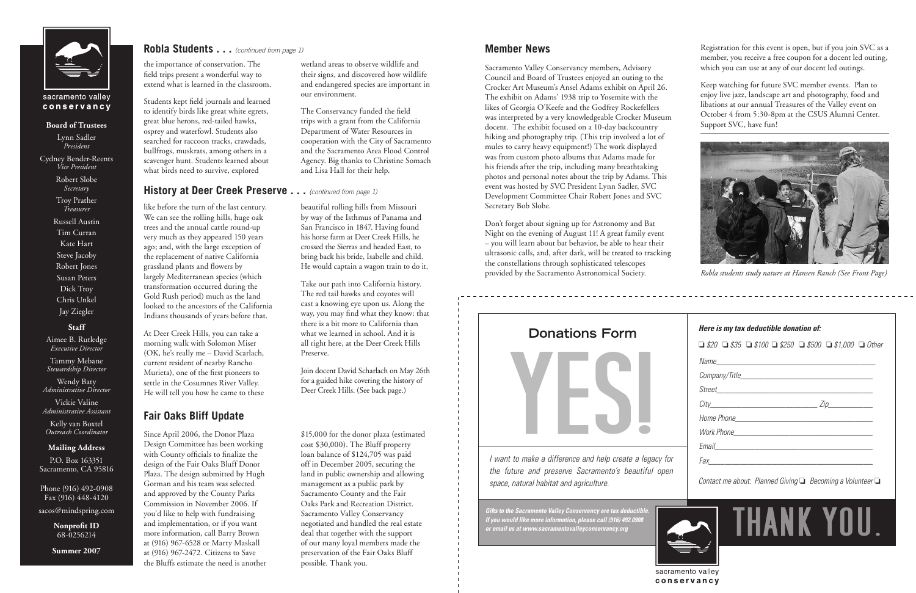sacramento valley **conservancy**

**Board of Trustees**

Lynn Sadler
*President*

Cydney Bender-Reents
*Vice President*

Robert Slobe
*Secretary*

Troy Prather
*Treasurer*

Russell Austin
Tim Curran
Kate Hart
Steve Jacoby
Robert Jones
Susan Peters
Dick Troy
Chris Unkel
Jay Ziegler

**Staff**

Aimee B. Rutledge
*Executive Director*

Tammy Mebane
*Stewardship Director*

Wendy Baty
*Administrative Director*

Vickie Valine
*Administrative Assistant*

Kelly van Boxtel
*Outreach Coordinator*

**Mailing Address**

P.O. Box 163351
Sacramento, CA 95816

Phone (916) 492-0908
Fax (916) 448-4120

sacos@mindspring.com

**Nonprofit ID**
68-0256214

**Summer 2007**

## Robla Students . . . *(continued from page 1)*

the importance of conservation. The field trips present a wonderful way to extend what is learned in the classroom.

Students kept field journals and learned to identify birds like great white egrets, great blue herons, red-tailed hawks, osprey and waterfowl. Students also searched for raccoon tracks, crawdads, bullfrogs, muskrats, among others in a scavenger hunt. Students learned about what birds need to survive, explored wetland areas to observe wildlife and their signs, and discovered how wildlife and endangered species are important in our environment.

The Conservancy funded the field trips with a grant from the California Department of Water Resources in cooperation with the City of Sacramento and the Sacramento Area Flood Control Agency. Big thanks to Christine Somach and Lisa Hall for their help.

## History at Deer Creek Preserve . . . *(continued from page 1)*

like before the turn of the last century. We can see the rolling hills, huge oak trees and the annual cattle round-up very much as they appeared 150 years ago; and, with the large exception of the replacement of native California grassland plants and flowers by largely Mediterranean species (which transformation occurred during the Gold Rush period) much as the land looked to the ancestors of the California Indians thousands of years before that.

At Deer Creek Hills, you can take a morning walk with Solomon Miser (OK, he's really me – David Scarlach, current resident of nearby Rancho Murieta), one of the first pioneers to settle in the Cosumnes River Valley. He will tell you how he came to these beautiful rolling hills from Missouri by way of the Isthmus of Panama and San Francisco in 1847. Having found his horse farm at Deer Creek Hills, he crossed the Sierras and headed East, to bring back his bride, Isabelle and child. He would captain a wagon train to do it.

Take our path into California history. The red tail hawks and coyotes will cast a knowing eye upon us. Along the way, you may find what they know: that there is a bit more to California than what we learned in school. And it is all right here, at the Deer Creek Hills Preserve.

Join docent David Scharlach on May 26th for a guided hike covering the history of Deer Creek Hills. (See back page.)

## Fair Oaks Bliff Update

Since April 2006, the Donor Plaza Design Committee has been working with County officials to finalize the design of the Fair Oaks Bluff Donor Plaza. The design submitted by Hugh Gorman and his team was selected and approved by the County Parks Commission in November 2006. If you'd like to help with fundraising and implementation, or if you want more information, call Barry Brown at (916) 967-6528 or Marty Maskall at (916) 967-2472. Citizens to Save the Bluffs estimate the need is another $15,000 for the donor plaza (estimated cost $30,000). The Bluff property loan balance of $124,705 was paid off in December 2005, securing the land in public ownership and allowing management as a public park by Sacramento County and the Fair Oaks Park and Recreation District. Sacramento Valley Conservancy negotiated and handled the real estate deal that together with the support of our many loyal members made the preservation of the Fair Oaks Bluff possible. Thank you.

## Member News

Sacramento Valley Conservancy members, Advisory Council and Board of Trustees enjoyed an outing to the Crocker Art Museum's Ansel Adams exhibit on April 26. The exhibit on Adams' 1938 trip to Yosemite with the likes of Georgia O'Keefe and the Godfrey Rockefellers was interpreted by a very knowledgeable Crocker Museum docent. The exhibit focused on a 10-day backcountry hiking and photography trip. (This trip involved a lot of mules to carry heavy equipment!) The work displayed was from custom photo albums that Adams made for his friends after the trip, including many breathtaking photos and personal notes about the trip by Adams. This event was hosted by SVC President Lynn Sadler, SVC Development Committee Chair Robert Jones and SVC Secretary Bob Slobe.

Don't forget about signing up for Astronomy and Bat Night on the evening of August 11! A great family event – you will learn about bat behavior, be able to hear their ultrasonic calls, and, after dark, will be treated to tracking the constellations through sophisticated telescopes provided by the Sacramento Astronomical Society.

Registration for this event is open, but if you join SVC as a member, you receive a free coupon for a docent led outing, which you can use at any of our docent led outings.

Keep watching for future SVC member events. Plan to enjoy live jazz, landscape art and photography, food and libations at our annual Treasures of the Valley event on October 4 from 5:30-8pm at the CSUS Alumni Center. Support SVC, have fun!

*Robla students study nature at Hansen Ranch (See Front Page)*

## Donations Form

# YES!

*I want to make a difference and help create a legacy for the future and preserve Sacramento's beautiful open space, natural habitat and agriculture.*

***Gifts to the Sacramento Valley Conservancy are tax deductible. If you would like more information, please call (916) 492.0908 or email us at www.sacramentovalleyconservancy.org***

***Here is my tax deductible donation of:***

❑ $20 ❑ $35 ❑ $100 ❑ $250 ❑ $500 ❑ $1,000 ❑ Other

Name_______________________________________

Company/Title________________________________

Street______________________________________

City___________________________ Zip___________

Home Phone_________________________________

Work Phone_________________________________

Email______________________________________

Fax________________________________________

Contact me about: Planned Giving ❑ Becoming a Volunteer ❑

# THANK YOU.

sacramento valley **conservancy**